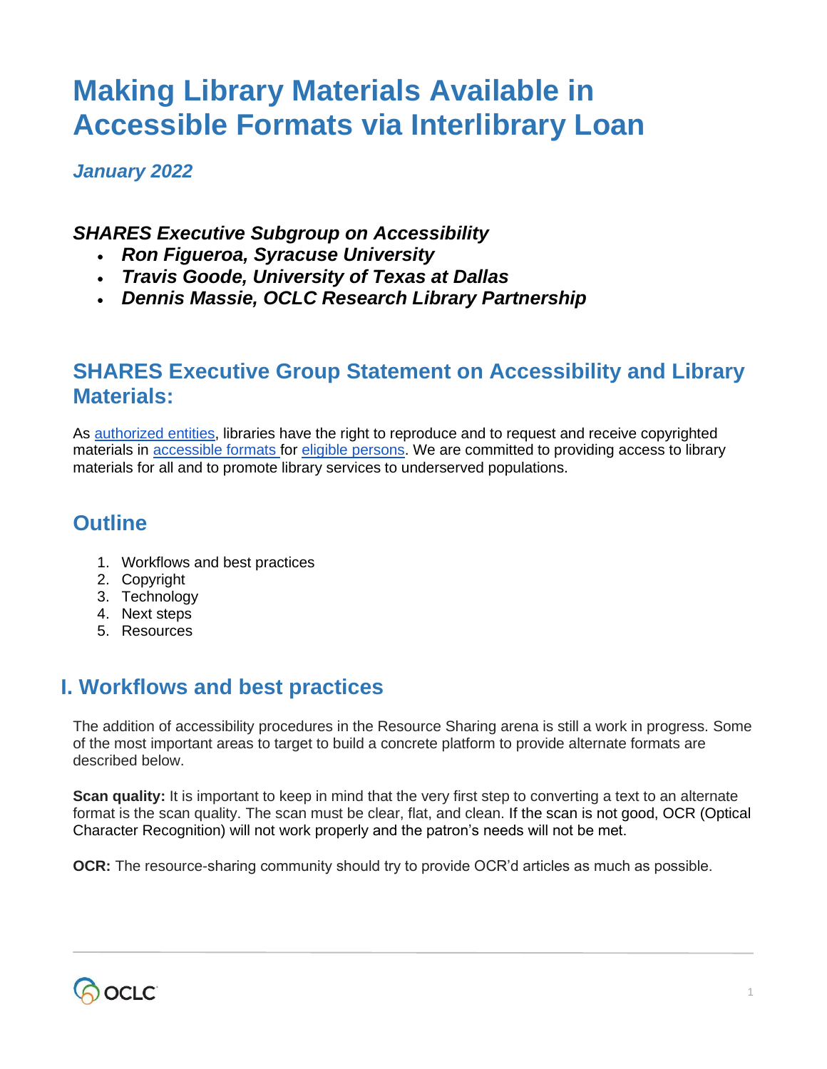# Making Library Materials Available in Accessible Formats via Interlibrary Loan

*January 2022*

***SHARES Executive Subgroup on Accessibility***

- ***Ron Figueroa, Syracuse University***
- ***Travis Goode, University of Texas at Dallas***
- ***Dennis Massie, OCLC Research Library Partnership***

## SHARES Executive Group Statement on Accessibility and Library Materials:

As authorized entities, libraries have the right to reproduce and to request and receive copyrighted materials in accessible formats for eligible persons. We are committed to providing access to library materials for all and to promote library services to underserved populations.

## Outline

1. Workflows and best practices
2. Copyright
3. Technology
4. Next steps
5. Resources

## I. Workflows and best practices

The addition of accessibility procedures in the Resource Sharing arena is still a work in progress. Some of the most important areas to target to build a concrete platform to provide alternate formats are described below.

**Scan quality:** It is important to keep in mind that the very first step to converting a text to an alternate format is the scan quality. The scan must be clear, flat, and clean. If the scan is not good, OCR (Optical Character Recognition) will not work properly and the patron's needs will not be met.

**OCR:** The resource-sharing community should try to provide OCR'd articles as much as possible.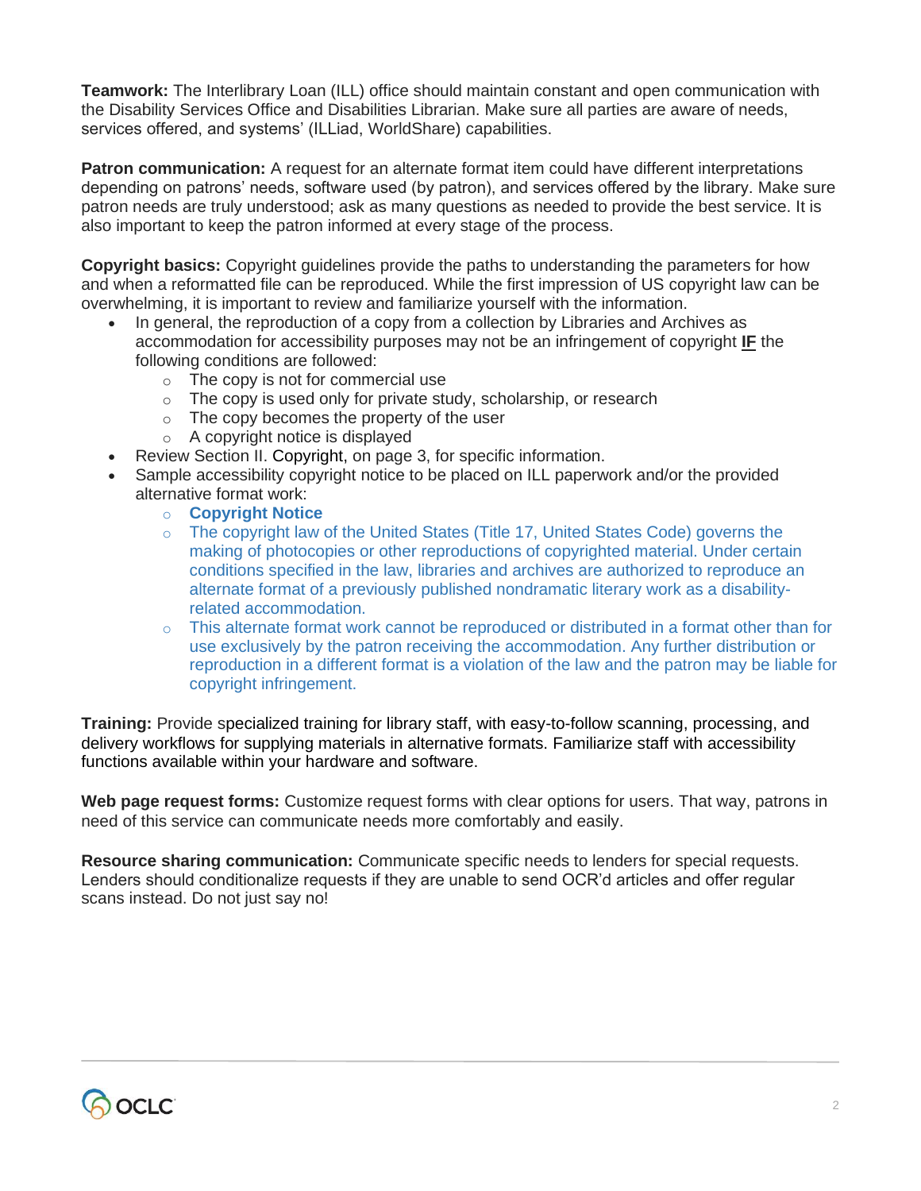**Teamwork:** The Interlibrary Loan (ILL) office should maintain constant and open communication with the Disability Services Office and Disabilities Librarian. Make sure all parties are aware of needs, services offered, and systems' (ILLiad, WorldShare) capabilities.

**Patron communication:** A request for an alternate format item could have different interpretations depending on patrons' needs, software used (by patron), and services offered by the library. Make sure patron needs are truly understood; ask as many questions as needed to provide the best service. It is also important to keep the patron informed at every stage of the process.

**Copyright basics:** Copyright guidelines provide the paths to understanding the parameters for how and when a reformatted file can be reproduced. While the first impression of US copyright law can be overwhelming, it is important to review and familiarize yourself with the information.

- In general, the reproduction of a copy from a collection by Libraries and Archives as accommodation for accessibility purposes may not be an infringement of copyright **<u>IF</u>** the following conditions are followed:
  - The copy is not for commercial use
  - The copy is used only for private study, scholarship, or research
  - The copy becomes the property of the user
  - A copyright notice is displayed
- Review Section II. Copyright, on page 3, for specific information.
- Sample accessibility copyright notice to be placed on ILL paperwork and/or the provided alternative format work:
  - **Copyright Notice**
  - The copyright law of the United States (Title 17, United States Code) governs the making of photocopies or other reproductions of copyrighted material. Under certain conditions specified in the law, libraries and archives are authorized to reproduce an alternate format of a previously published nondramatic literary work as a disability-related accommodation.
  - This alternate format work cannot be reproduced or distributed in a format other than for use exclusively by the patron receiving the accommodation. Any further distribution or reproduction in a different format is a violation of the law and the patron may be liable for copyright infringement.

**Training:** Provide specialized training for library staff, with easy-to-follow scanning, processing, and delivery workflows for supplying materials in alternative formats. Familiarize staff with accessibility functions available within your hardware and software.

**Web page request forms:** Customize request forms with clear options for users. That way, patrons in need of this service can communicate needs more comfortably and easily.

**Resource sharing communication:** Communicate specific needs to lenders for special requests. Lenders should conditionalize requests if they are unable to send OCR'd articles and offer regular scans instead. Do not just say no!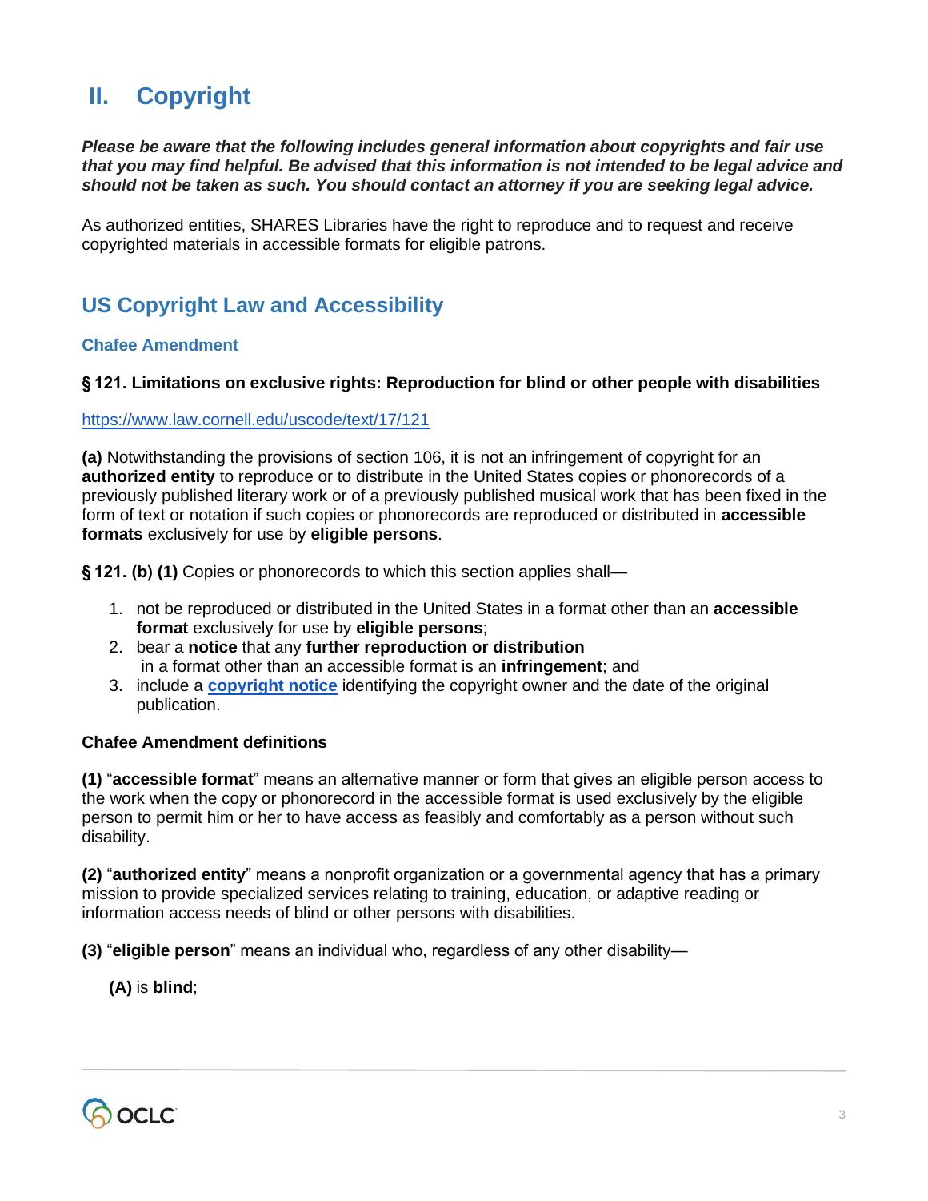# II. Copyright

***Please be aware that the following includes general information about copyrights and fair use that you may find helpful. Be advised that this information is not intended to be legal advice and should not be taken as such. You should contact an attorney if you are seeking legal advice.***

As authorized entities, SHARES Libraries have the right to reproduce and to request and receive copyrighted materials in accessible formats for eligible patrons.

## US Copyright Law and Accessibility

### Chafee Amendment

**§ 121. Limitations on exclusive rights: Reproduction for blind or other people with disabilities**

https://www.law.cornell.edu/uscode/text/17/121

**(a)** Notwithstanding the provisions of section 106, it is not an infringement of copyright for an **authorized entity** to reproduce or to distribute in the United States copies or phonorecords of a previously published literary work or of a previously published musical work that has been fixed in the form of text or notation if such copies or phonorecords are reproduced or distributed in **accessible formats** exclusively for use by **eligible persons**.

**§ 121. (b) (1)** Copies or phonorecords to which this section applies shall—

1. not be reproduced or distributed in the United States in a format other than an **accessible format** exclusively for use by **eligible persons**;
2. bear a **notice** that any **further reproduction or distribution** in a format other than an accessible format is an **infringement**; and
3. include a **copyright notice** identifying the copyright owner and the date of the original publication.

**Chafee Amendment definitions**

**(1)** "**accessible format**" means an alternative manner or form that gives an eligible person access to the work when the copy or phonorecord in the accessible format is used exclusively by the eligible person to permit him or her to have access as feasibly and comfortably as a person without such disability.

**(2)** "**authorized entity**" means a nonprofit organization or a governmental agency that has a primary mission to provide specialized services relating to training, education, or adaptive reading or information access needs of blind or other persons with disabilities.

**(3)** "**eligible person**" means an individual who, regardless of any other disability—

**(A)** is **blind**;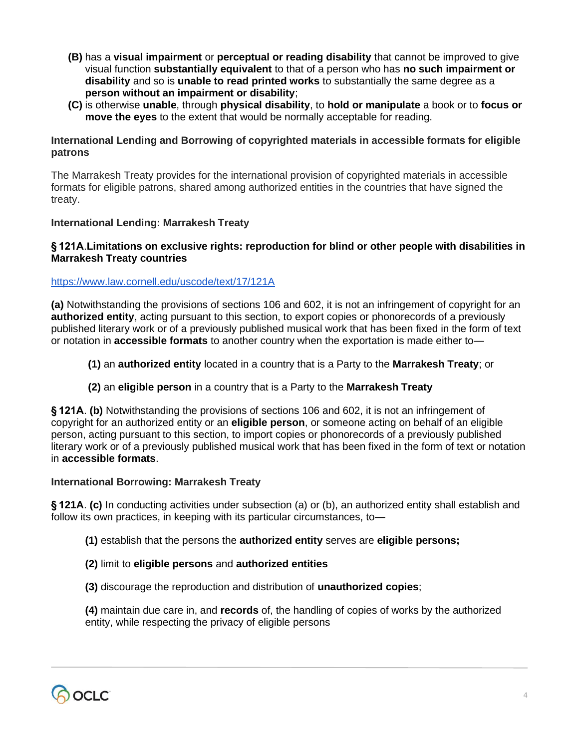**(B)** has a **visual impairment** or **perceptual or reading disability** that cannot be improved to give visual function **substantially equivalent** to that of a person who has **no such impairment or disability** and so is **unable to read printed works** to substantially the same degree as a **person without an impairment or disability**;

**(C)** is otherwise **unable**, through **physical disability**, to **hold or manipulate** a book or to **focus or move the eyes** to the extent that would be normally acceptable for reading.

**International Lending and Borrowing of copyrighted materials in accessible formats for eligible patrons**

The Marrakesh Treaty provides for the international provision of copyrighted materials in accessible formats for eligible patrons, shared among authorized entities in the countries that have signed the treaty.

**International Lending: Marrakesh Treaty**

**§ 121A. Limitations on exclusive rights: reproduction for blind or other people with disabilities in Marrakesh Treaty countries**

https://www.law.cornell.edu/uscode/text/17/121A

**(a)** Notwithstanding the provisions of sections 106 and 602, it is not an infringement of copyright for an **authorized entity**, acting pursuant to this section, to export copies or phonorecords of a previously published literary work or of a previously published musical work that has been fixed in the form of text or notation in **accessible formats** to another country when the exportation is made either to—

**(1)** an **authorized entity** located in a country that is a Party to the **Marrakesh Treaty**; or

**(2)** an **eligible person** in a country that is a Party to the **Marrakesh Treaty**

**§ 121A**. **(b)** Notwithstanding the provisions of sections 106 and 602, it is not an infringement of copyright for an authorized entity or an **eligible person**, or someone acting on behalf of an eligible person, acting pursuant to this section, to import copies or phonorecords of a previously published literary work or of a previously published musical work that has been fixed in the form of text or notation in **accessible formats**.

**International Borrowing: Marrakesh Treaty**

**§ 121A**. **(c)** In conducting activities under subsection (a) or (b), an authorized entity shall establish and follow its own practices, in keeping with its particular circumstances, to—

**(1)** establish that the persons the **authorized entity** serves are **eligible persons;**

**(2)** limit to **eligible persons** and **authorized entities**

**(3)** discourage the reproduction and distribution of **unauthorized copies**;

**(4)** maintain due care in, and **records** of, the handling of copies of works by the authorized entity, while respecting the privacy of eligible persons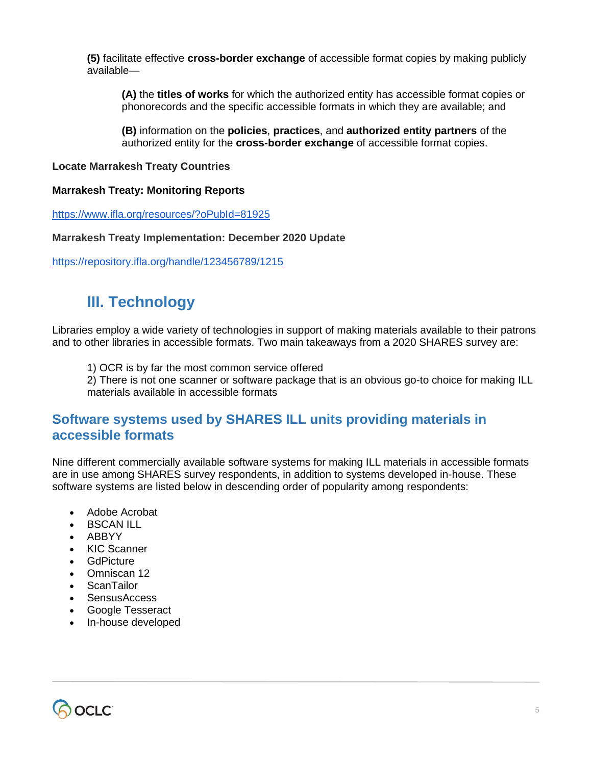**(5)** facilitate effective **cross-border exchange** of accessible format copies by making publicly available—

> **(A)** the **titles of works** for which the authorized entity has accessible format copies or phonorecords and the specific accessible formats in which they are available; and
>
> **(B)** information on the **policies**, **practices**, and **authorized entity partners** of the authorized entity for the **cross-border exchange** of accessible format copies.

**Locate Marrakesh Treaty Countries**

**Marrakesh Treaty: Monitoring Reports**

https://www.ifla.org/resources/?oPubId=81925

**Marrakesh Treaty Implementation: December 2020 Update**

https://repository.ifla.org/handle/123456789/1215

# III. Technology

Libraries employ a wide variety of technologies in support of making materials available to their patrons and to other libraries in accessible formats. Two main takeaways from a 2020 SHARES survey are:

1) OCR is by far the most common service offered
2) There is not one scanner or software package that is an obvious go-to choice for making ILL materials available in accessible formats

## Software systems used by SHARES ILL units providing materials in accessible formats

Nine different commercially available software systems for making ILL materials in accessible formats are in use among SHARES survey respondents, in addition to systems developed in-house. These software systems are listed below in descending order of popularity among respondents:

- Adobe Acrobat
- BSCAN ILL
- ABBYY
- KIC Scanner
- GdPicture
- Omniscan 12
- ScanTailor
- SensusAccess
- Google Tesseract
- In-house developed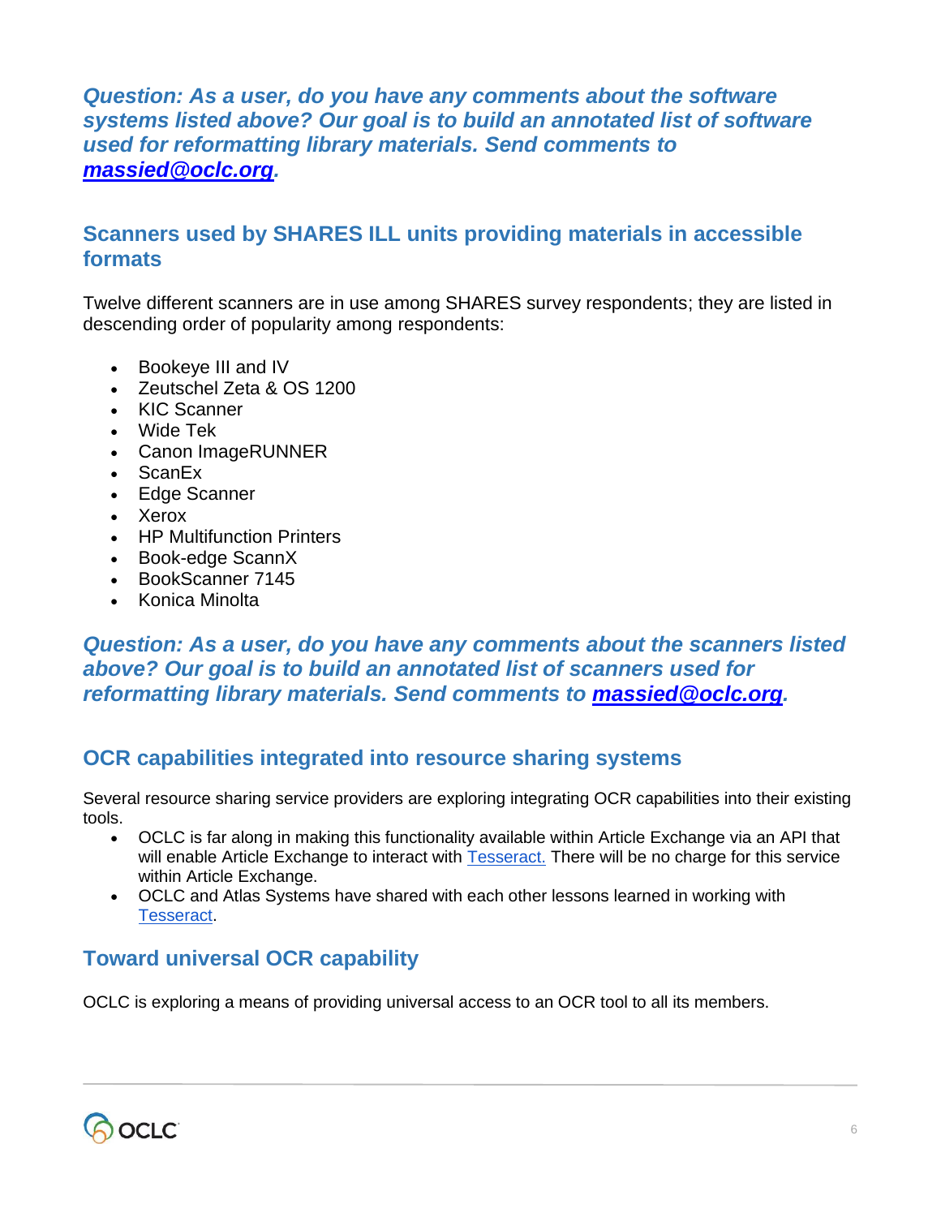***Question: As a user, do you have any comments about the software systems listed above? Our goal is to build an annotated list of software used for reformatting library materials. Send comments to [massied@oclc.org](mailto:massied@oclc.org).***

## Scanners used by SHARES ILL units providing materials in accessible formats

Twelve different scanners are in use among SHARES survey respondents; they are listed in descending order of popularity among respondents:

- Bookeye III and IV
- Zeutschel Zeta & OS 1200
- KIC Scanner
- Wide Tek
- Canon ImageRUNNER
- ScanEx
- Edge Scanner
- Xerox
- HP Multifunction Printers
- Book-edge ScannX
- BookScanner 7145
- Konica Minolta

***Question: As a user, do you have any comments about the scanners listed above? Our goal is to build an annotated list of scanners used for reformatting library materials. Send comments to [massied@oclc.org](mailto:massied@oclc.org).***

## OCR capabilities integrated into resource sharing systems

Several resource sharing service providers are exploring integrating OCR capabilities into their existing tools.

- OCLC is far along in making this functionality available within Article Exchange via an API that will enable Article Exchange to interact with Tesseract. There will be no charge for this service within Article Exchange.
- OCLC and Atlas Systems have shared with each other lessons learned in working with Tesseract.

## Toward universal OCR capability

OCLC is exploring a means of providing universal access to an OCR tool to all its members.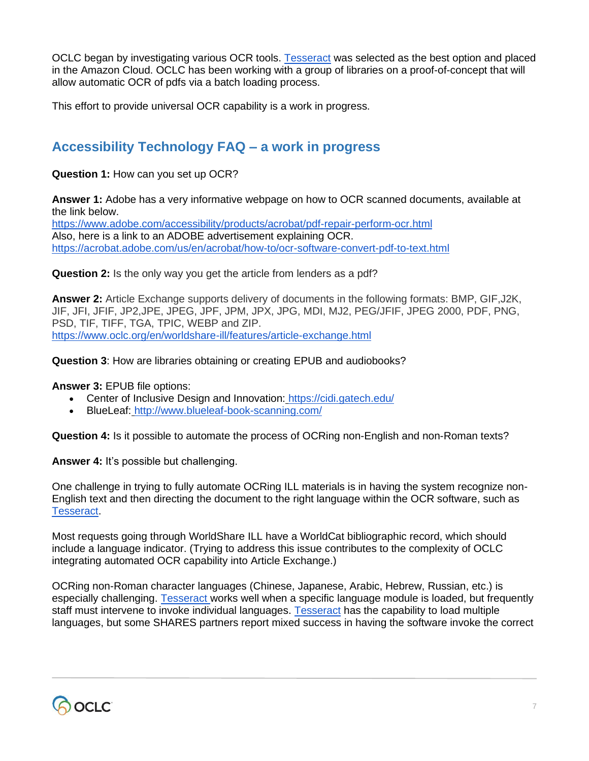OCLC began by investigating various OCR tools. Tesseract was selected as the best option and placed in the Amazon Cloud. OCLC has been working with a group of libraries on a proof-of-concept that will allow automatic OCR of pdfs via a batch loading process.

This effort to provide universal OCR capability is a work in progress.

## Accessibility Technology FAQ – a work in progress

**Question 1:** How can you set up OCR?

**Answer 1:** Adobe has a very informative webpage on how to OCR scanned documents, available at the link below.
https://www.adobe.com/accessibility/products/acrobat/pdf-repair-perform-ocr.html
Also, here is a link to an ADOBE advertisement explaining OCR.
https://acrobat.adobe.com/us/en/acrobat/how-to/ocr-software-convert-pdf-to-text.html

**Question 2:** Is the only way you get the article from lenders as a pdf?

**Answer 2:** Article Exchange supports delivery of documents in the following formats: BMP, GIF,J2K, JIF, JFI, JFIF, JP2,JPE, JPEG, JPF, JPM, JPX, JPG, MDI, MJ2, PEG/JFIF, JPEG 2000, PDF, PNG, PSD, TIF, TIFF, TGA, TPIC, WEBP and ZIP.
https://www.oclc.org/en/worldshare-ill/features/article-exchange.html

**Question 3**: How are libraries obtaining or creating EPUB and audiobooks?

**Answer 3:** EPUB file options:

- Center of Inclusive Design and Innovation: https://cidi.gatech.edu/
- BlueLeaf: http://www.blueleaf-book-scanning.com/

**Question 4:** Is it possible to automate the process of OCRing non-English and non-Roman texts?

**Answer 4:** It's possible but challenging.

One challenge in trying to fully automate OCRing ILL materials is in having the system recognize non-English text and then directing the document to the right language within the OCR software, such as Tesseract.

Most requests going through WorldShare ILL have a WorldCat bibliographic record, which should include a language indicator. (Trying to address this issue contributes to the complexity of OCLC integrating automated OCR capability into Article Exchange.)

OCRing non-Roman character languages (Chinese, Japanese, Arabic, Hebrew, Russian, etc.) is especially challenging. Tesseract works well when a specific language module is loaded, but frequently staff must intervene to invoke individual languages. Tesseract has the capability to load multiple languages, but some SHARES partners report mixed success in having the software invoke the correct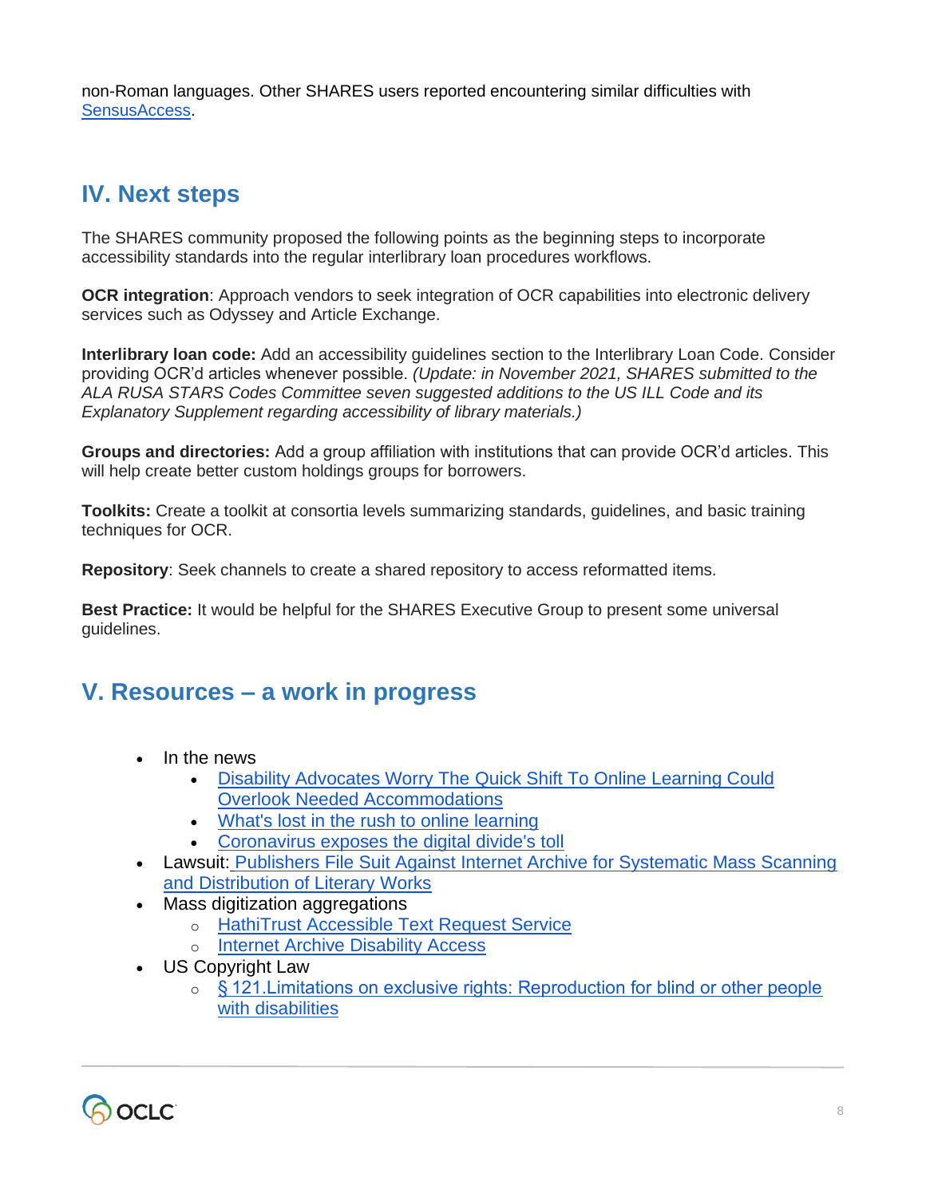non-Roman languages. Other SHARES users reported encountering similar difficulties with SensusAccess.

## IV. Next steps

The SHARES community proposed the following points as the beginning steps to incorporate accessibility standards into the regular interlibrary loan procedures workflows.

**OCR integration**: Approach vendors to seek integration of OCR capabilities into electronic delivery services such as Odyssey and Article Exchange.

**Interlibrary loan code:** Add an accessibility guidelines section to the Interlibrary Loan Code. Consider providing OCR'd articles whenever possible. *(Update: in November 2021, SHARES submitted to the ALA RUSA STARS Codes Committee seven suggested additions to the US ILL Code and its Explanatory Supplement regarding accessibility of library materials.)*

**Groups and directories:** Add a group affiliation with institutions that can provide OCR'd articles. This will help create better custom holdings groups for borrowers.

**Toolkits:** Create a toolkit at consortia levels summarizing standards, guidelines, and basic training techniques for OCR.

**Repository**: Seek channels to create a shared repository to access reformatted items.

**Best Practice:** It would be helpful for the SHARES Executive Group to present some universal guidelines.

## V. Resources – a work in progress

- In the news
  - Disability Advocates Worry The Quick Shift To Online Learning Could Overlook Needed Accommodations
  - What's lost in the rush to online learning
  - Coronavirus exposes the digital divide's toll
- Lawsuit: Publishers File Suit Against Internet Archive for Systematic Mass Scanning and Distribution of Literary Works
- Mass digitization aggregations
  - HathiTrust Accessible Text Request Service
  - Internet Archive Disability Access
- US Copyright Law
  - § 121.Limitations on exclusive rights: Reproduction for blind or other people with disabilities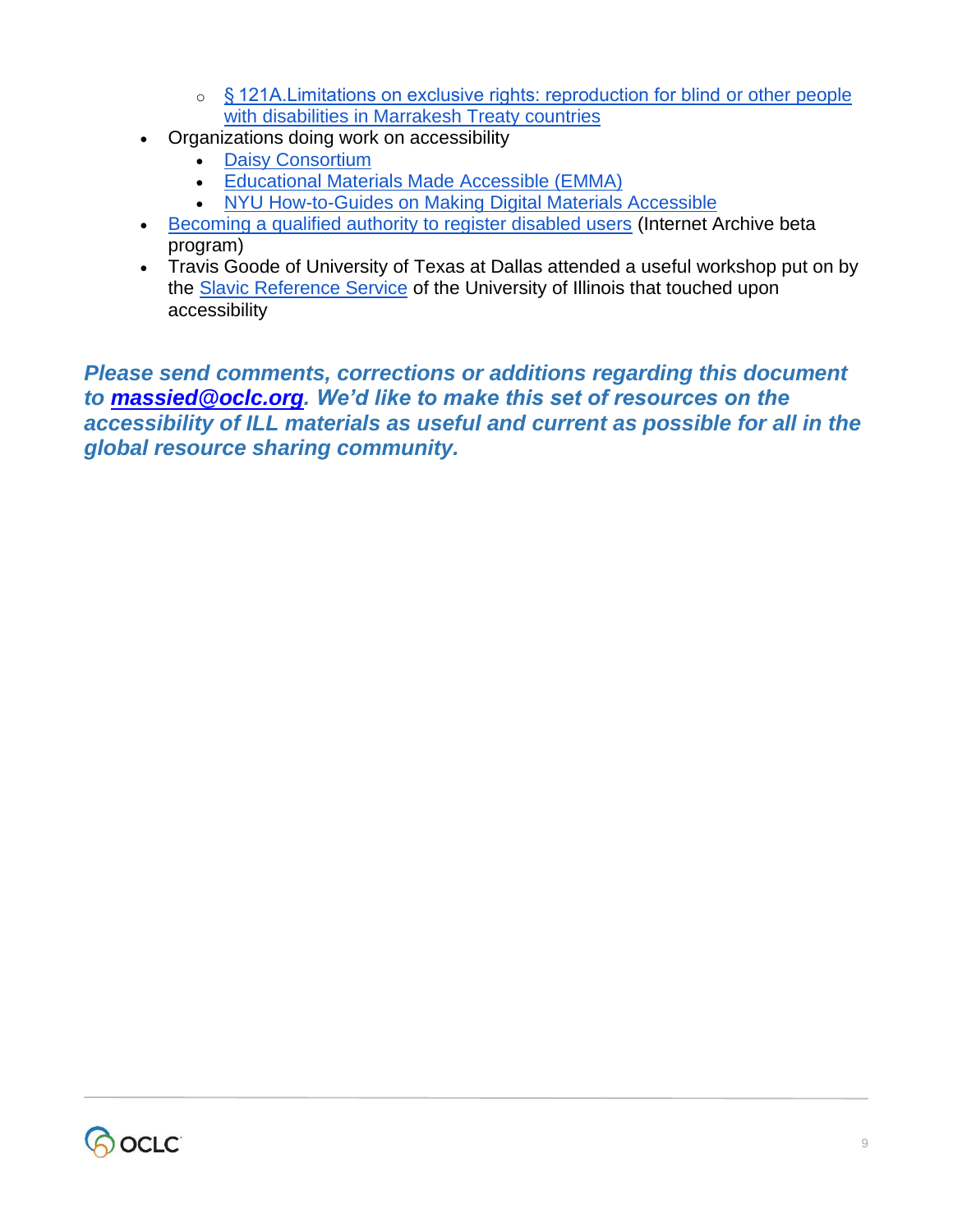- § 121A.Limitations on exclusive rights: reproduction for blind or other people with disabilities in Marrakesh Treaty countries
- Organizations doing work on accessibility
    - Daisy Consortium
    - Educational Materials Made Accessible (EMMA)
    - NYU How-to-Guides on Making Digital Materials Accessible
- Becoming a qualified authority to register disabled users (Internet Archive beta program)
- Travis Goode of University of Texas at Dallas attended a useful workshop put on by the Slavic Reference Service of the University of Illinois that touched upon accessibility

***Please send comments, corrections or additions regarding this document to massied@oclc.org. We'd like to make this set of resources on the accessibility of ILL materials as useful and current as possible for all in the global resource sharing community.***